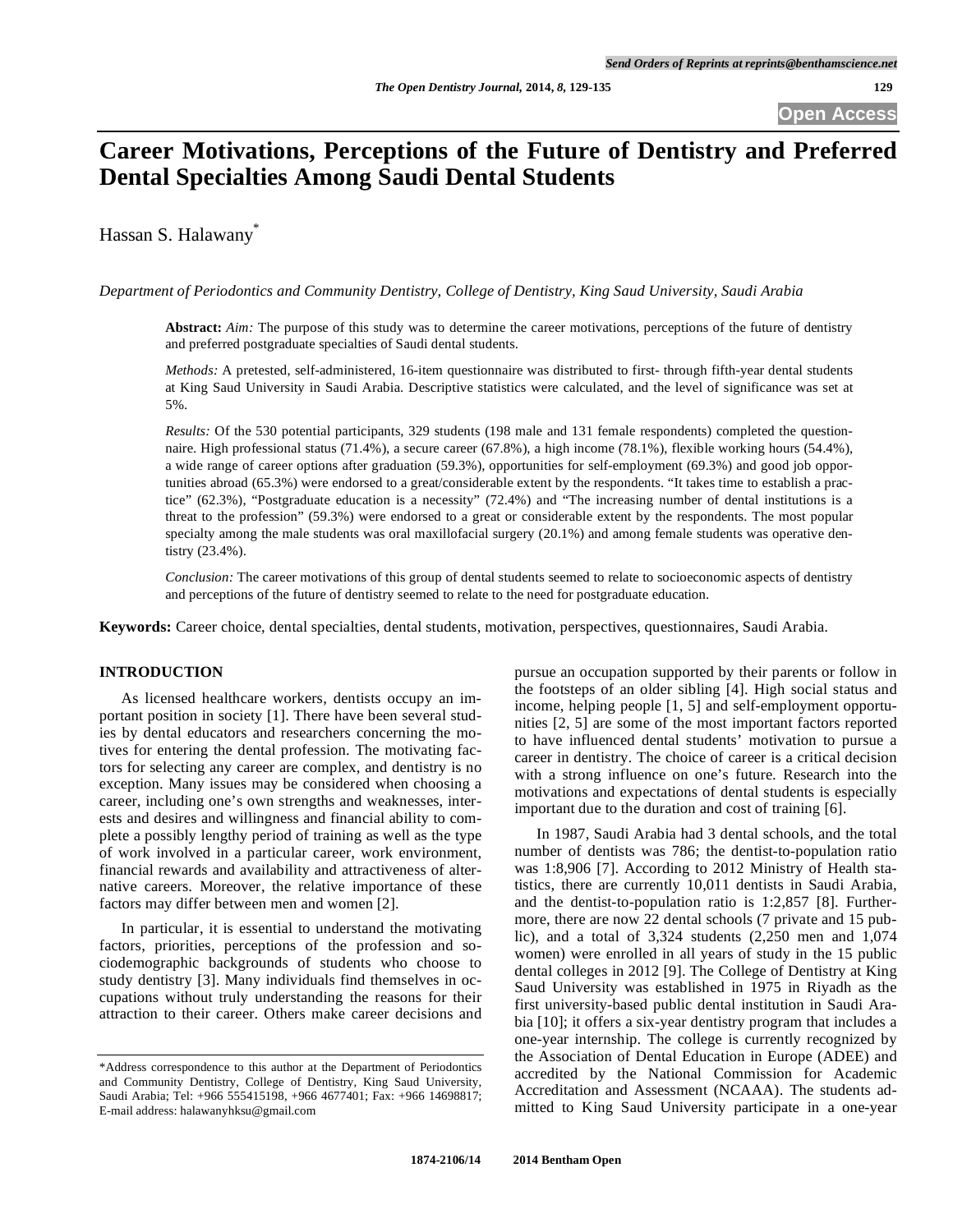# Career Motivations, Perceptions of the Future of Dentistry and Preferred Dental Specialties Among Saudi Dental Students

Hassan S. Halawany*

*Department of Periodontics and Community Dentistry, College of Dentistry, King Saud University, Saudi Arabia*

**Abstract:** *Aim:* The purpose of this study was to determine the career motivations, perceptions of the future of dentistry and preferred postgraduate specialties of Saudi dental students.

*Methods:* A pretested, self-administered, 16-item questionnaire was distributed to first- through fifth-year dental students at King Saud University in Saudi Arabia. Descriptive statistics were calculated, and the level of significance was set at 5%.

*Results:* Of the 530 potential participants, 329 students (198 male and 131 female respondents) completed the questionnaire. High professional status (71.4%), a secure career (67.8%), a high income (78.1%), flexible working hours (54.4%), a wide range of career options after graduation (59.3%), opportunities for self-employment (69.3%) and good job opportunities abroad (65.3%) were endorsed to a great/considerable extent by the respondents. "It takes time to establish a practice" (62.3%), "Postgraduate education is a necessity" (72.4%) and "The increasing number of dental institutions is a threat to the profession" (59.3%) were endorsed to a great or considerable extent by the respondents. The most popular specialty among the male students was oral maxillofacial surgery (20.1%) and among female students was operative dentistry (23.4%).

*Conclusion:* The career motivations of this group of dental students seemed to relate to socioeconomic aspects of dentistry and perceptions of the future of dentistry seemed to relate to the need for postgraduate education.

**Keywords:** Career choice, dental specialties, dental students, motivation, perspectives, questionnaires, Saudi Arabia.

## INTRODUCTION

As licensed healthcare workers, dentists occupy an important position in society [1]. There have been several studies by dental educators and researchers concerning the motives for entering the dental profession. The motivating factors for selecting any career are complex, and dentistry is no exception. Many issues may be considered when choosing a career, including one's own strengths and weaknesses, interests and desires and willingness and financial ability to complete a possibly lengthy period of training as well as the type of work involved in a particular career, work environment, financial rewards and availability and attractiveness of alternative careers. Moreover, the relative importance of these factors may differ between men and women [2].

In particular, it is essential to understand the motivating factors, priorities, perceptions of the profession and sociodemographic backgrounds of students who choose to study dentistry [3]. Many individuals find themselves in occupations without truly understanding the reasons for their attraction to their career. Others make career decisions and pursue an occupation supported by their parents or follow in the footsteps of an older sibling [4]. High social status and income, helping people [1, 5] and self-employment opportunities [2, 5] are some of the most important factors reported to have influenced dental students' motivation to pursue a career in dentistry. The choice of career is a critical decision with a strong influence on one's future. Research into the motivations and expectations of dental students is especially important due to the duration and cost of training [6].

In 1987, Saudi Arabia had 3 dental schools, and the total number of dentists was 786; the dentist-to-population ratio was 1:8,906 [7]. According to 2012 Ministry of Health statistics, there are currently 10,011 dentists in Saudi Arabia, and the dentist-to-population ratio is 1:2,857 [8]. Furthermore, there are now 22 dental schools (7 private and 15 public), and a total of 3,324 students (2,250 men and 1,074 women) were enrolled in all years of study in the 15 public dental colleges in 2012 [9]. The College of Dentistry at King Saud University was established in 1975 in Riyadh as the first university-based public dental institution in Saudi Arabia [10]; it offers a six-year dentistry program that includes a one-year internship. The college is currently recognized by the Association of Dental Education in Europe (ADEE) and accredited by the National Commission for Academic Accreditation and Assessment (NCAAA). The students admitted to King Saud University participate in a one-year

*Address correspondence to this author at the Department of Periodontics and Community Dentistry, College of Dentistry, King Saud University, Saudi Arabia; Tel: +966 555415198, +966 4677401; Fax: +966 14698817; E-mail address: halawanyhksu@gmail.com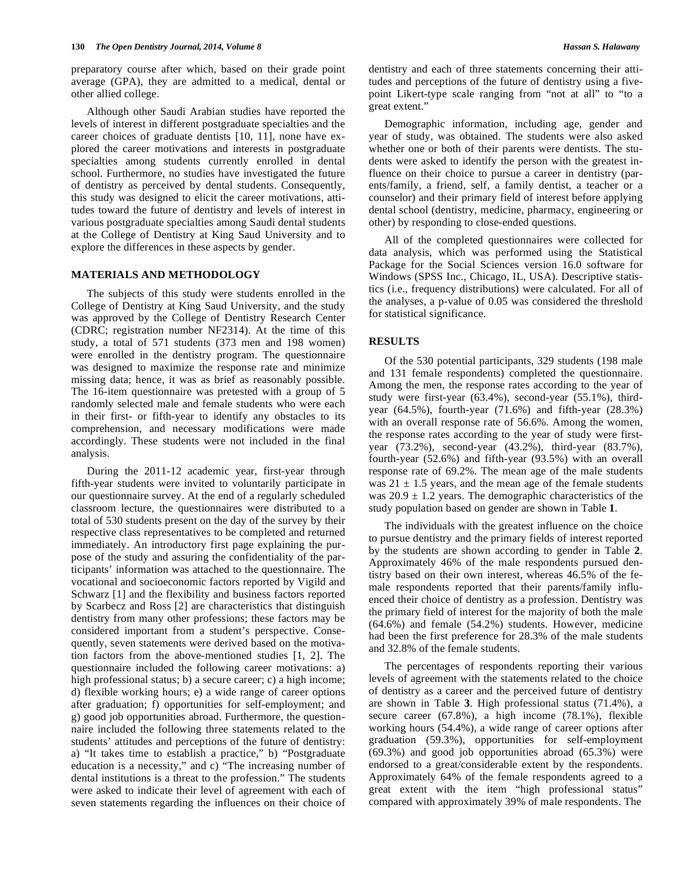preparatory course after which, based on their grade point average (GPA), they are admitted to a medical, dental or other allied college.

Although other Saudi Arabian studies have reported the levels of interest in different postgraduate specialties and the career choices of graduate dentists [10, 11], none have explored the career motivations and interests in postgraduate specialties among students currently enrolled in dental school. Furthermore, no studies have investigated the future of dentistry as perceived by dental students. Consequently, this study was designed to elicit the career motivations, attitudes toward the future of dentistry and levels of interest in various postgraduate specialties among Saudi dental students at the College of Dentistry at King Saud University and to explore the differences in these aspects by gender.

## MATERIALS AND METHODOLOGY

The subjects of this study were students enrolled in the College of Dentistry at King Saud University, and the study was approved by the College of Dentistry Research Center (CDRC; registration number NF2314). At the time of this study, a total of 571 students (373 men and 198 women) were enrolled in the dentistry program. The questionnaire was designed to maximize the response rate and minimize missing data; hence, it was as brief as reasonably possible. The 16-item questionnaire was pretested with a group of 5 randomly selected male and female students who were each in their first- or fifth-year to identify any obstacles to its comprehension, and necessary modifications were made accordingly. These students were not included in the final analysis.

During the 2011-12 academic year, first-year through fifth-year students were invited to voluntarily participate in our questionnaire survey. At the end of a regularly scheduled classroom lecture, the questionnaires were distributed to a total of 530 students present on the day of the survey by their respective class representatives to be completed and returned immediately. An introductory first page explaining the purpose of the study and assuring the confidentiality of the participants' information was attached to the questionnaire. The vocational and socioeconomic factors reported by Vigild and Schwarz [1] and the flexibility and business factors reported by Scarbecz and Ross [2] are characteristics that distinguish dentistry from many other professions; these factors may be considered important from a student's perspective. Consequently, seven statements were derived based on the motivation factors from the above-mentioned studies [1, 2]. The questionnaire included the following career motivations: a) high professional status; b) a secure career; c) a high income; d) flexible working hours; e) a wide range of career options after graduation; f) opportunities for self-employment; and g) good job opportunities abroad. Furthermore, the questionnaire included the following three statements related to the students' attitudes and perceptions of the future of dentistry: a) "It takes time to establish a practice," b) "Postgraduate education is a necessity," and c) "The increasing number of dental institutions is a threat to the profession." The students were asked to indicate their level of agreement with each of seven statements regarding the influences on their choice of dentistry and each of three statements concerning their attitudes and perceptions of the future of dentistry using a five-point Likert-type scale ranging from "not at all" to "to a great extent."

Demographic information, including age, gender and year of study, was obtained. The students were also asked whether one or both of their parents were dentists. The students were asked to identify the person with the greatest influence on their choice to pursue a career in dentistry (parents/family, a friend, self, a family dentist, a teacher or a counselor) and their primary field of interest before applying dental school (dentistry, medicine, pharmacy, engineering or other) by responding to close-ended questions.

All of the completed questionnaires were collected for data analysis, which was performed using the Statistical Package for the Social Sciences version 16.0 software for Windows (SPSS Inc., Chicago, IL, USA). Descriptive statistics (i.e., frequency distributions) were calculated. For all of the analyses, a p-value of 0.05 was considered the threshold for statistical significance.

## RESULTS

Of the 530 potential participants, 329 students (198 male and 131 female respondents) completed the questionnaire. Among the men, the response rates according to the year of study were first-year (63.4%), second-year (55.1%), third-year (64.5%), fourth-year (71.6%) and fifth-year (28.3%) with an overall response rate of 56.6%. Among the women, the response rates according to the year of study were first-year (73.2%), second-year (43.2%), third-year (83.7%), fourth-year (52.6%) and fifth-year (93.5%) with an overall response rate of 69.2%. The mean age of the male students was $21 \pm 1.5$ years, and the mean age of the female students was $20.9 \pm 1.2$ years. The demographic characteristics of the study population based on gender are shown in Table **1**.

The individuals with the greatest influence on the choice to pursue dentistry and the primary fields of interest reported by the students are shown according to gender in Table **2**. Approximately 46% of the male respondents pursued dentistry based on their own interest, whereas 46.5% of the female respondents reported that their parents/family influenced their choice of dentistry as a profession. Dentistry was the primary field of interest for the majority of both the male (64.6%) and female (54.2%) students. However, medicine had been the first preference for 28.3% of the male students and 32.8% of the female students.

The percentages of respondents reporting their various levels of agreement with the statements related to the choice of dentistry as a career and the perceived future of dentistry are shown in Table **3**. High professional status (71.4%), a secure career (67.8%), a high income (78.1%), flexible working hours (54.4%), a wide range of career options after graduation (59.3%), opportunities for self-employment (69.3%) and good job opportunities abroad (65.3%) were endorsed to a great/considerable extent by the respondents. Approximately 64% of the female respondents agreed to a great extent with the item "high professional status" compared with approximately 39% of male respondents. The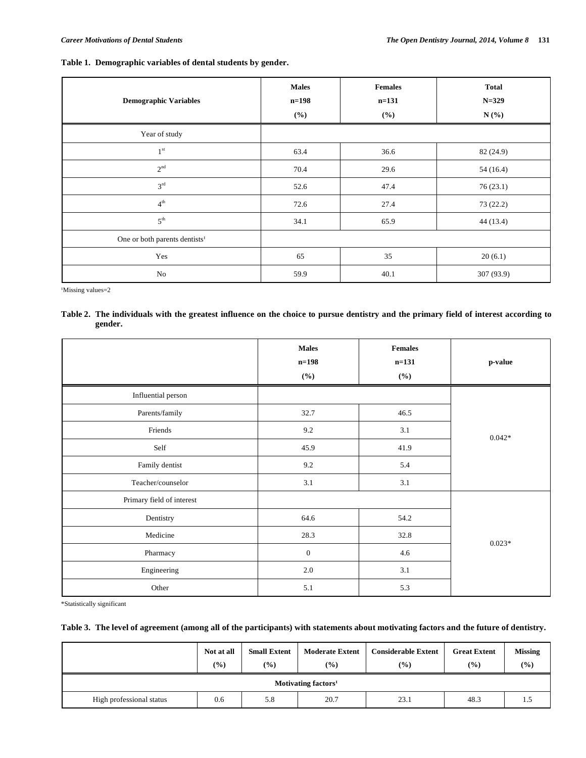**Table 1. Demographic variables of dental students by gender.**

| Demographic Variables | Males n=198 (%) | Females n=131 (%) | Total N=329 N (%) |
|---|---|---|---|
| Year of study | | | |
| 1st | 63.4 | 36.6 | 82 (24.9) |
| 2nd | 70.4 | 29.6 | 54 (16.4) |
| 3rd | 52.6 | 47.4 | 76 (23.1) |
| 4th | 72.6 | 27.4 | 73 (22.2) |
| 5th | 34.1 | 65.9 | 44 (13.4) |
| One or both parents dentists[1] | | | |
| Yes | 65 | 35 | 20 (6.1) |
| No | 59.9 | 40.1 | 307 (93.9) |

[1]Missing values=2

**Table 2. The individuals with the greatest influence on the choice to pursue dentistry and the primary field of interest according to gender.**

| | Males n=198 (%) | Females n=131 (%) | p-value |
|---|---|---|---|
| Influential person | | | 0.042* |
| Parents/family | 32.7 | 46.5 | |
| Friends | 9.2 | 3.1 | |
| Self | 45.9 | 41.9 | |
| Family dentist | 9.2 | 5.4 | |
| Teacher/counselor | 3.1 | 3.1 | |
| Primary field of interest | | | 0.023* |
| Dentistry | 64.6 | 54.2 | |
| Medicine | 28.3 | 32.8 | |
| Pharmacy | 0 | 4.6 | |
| Engineering | 2.0 | 3.1 | |
| Other | 5.1 | 5.3 | |

*Statistically significant

**Table 3. The level of agreement (among all of the participants) with statements about motivating factors and the future of dentistry.**

| | Not at all (%) | Small Extent (%) | Moderate Extent (%) | Considerable Extent (%) | Great Extent (%) | Missing (%) |
|---|---|---|---|---|---|---|
| **Motivating factors[1]** | | | | | | |
| High professional status | 0.6 | 5.8 | 20.7 | 23.1 | 48.3 | 1.5 |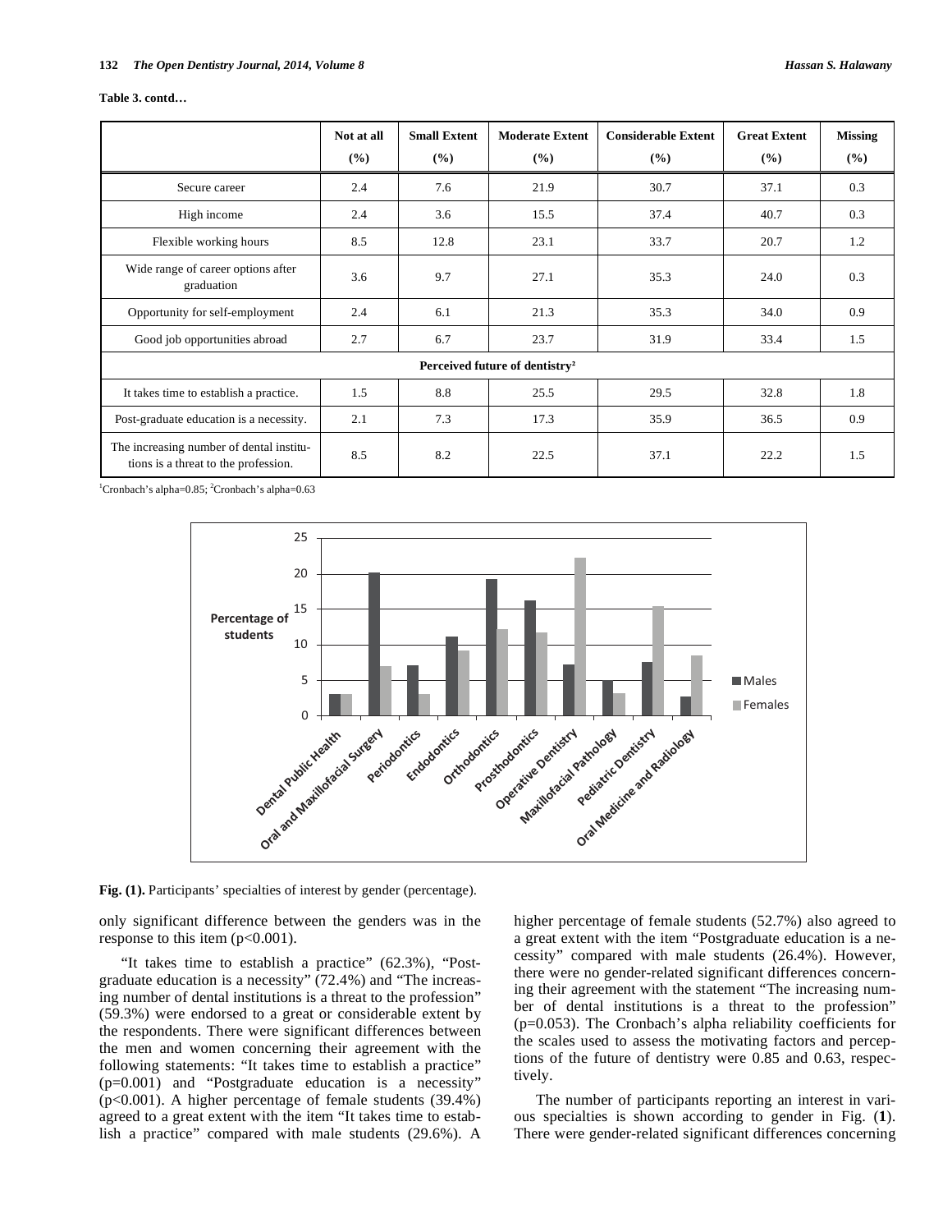**Table 3. contd…**

| | Not at all (%) | Small Extent (%) | Moderate Extent (%) | Considerable Extent (%) | Great Extent (%) | Missing (%) |
|---|---|---|---|---|---|---|
| Secure career | 2.4 | 7.6 | 21.9 | 30.7 | 37.1 | 0.3 |
| High income | 2.4 | 3.6 | 15.5 | 37.4 | 40.7 | 0.3 |
| Flexible working hours | 8.5 | 12.8 | 23.1 | 33.7 | 20.7 | 1.2 |
| Wide range of career options after graduation | 3.6 | 9.7 | 27.1 | 35.3 | 24.0 | 0.3 |
| Opportunity for self-employment | 2.4 | 6.1 | 21.3 | 35.3 | 34.0 | 0.9 |
| Good job opportunities abroad | 2.7 | 6.7 | 23.7 | 31.9 | 33.4 | 1.5 |
| **Perceived future of dentistry[2]** | | | | | | |
| It takes time to establish a practice. | 1.5 | 8.8 | 25.5 | 29.5 | 32.8 | 1.8 |
| Post-graduate education is a necessity. | 2.1 | 7.3 | 17.3 | 35.9 | 36.5 | 0.9 |
| The increasing number of dental institutions is a threat to the profession. | 8.5 | 8.2 | 22.5 | 37.1 | 22.2 | 1.5 |

[1]Cronbach's alpha=0.85; [2]Cronbach's alpha=0.63

**Fig. (1).** Participants' specialties of interest by gender (percentage).

only significant difference between the genders was in the response to this item ($p<0.001$).

"It takes time to establish a practice" (62.3%), "Post-graduate education is a necessity" (72.4%) and "The increasing number of dental institutions is a threat to the profession" (59.3%) were endorsed to a great or considerable extent by the respondents. There were significant differences between the men and women concerning their agreement with the following statements: "It takes time to establish a practice" ($p=0.001$) and "Postgraduate education is a necessity" ($p<0.001$). A higher percentage of female students (39.4%) agreed to a great extent with the item "It takes time to establish a practice" compared with male students (29.6%). A higher percentage of female students (52.7%) also agreed to a great extent with the item "Postgraduate education is a necessity" compared with male students (26.4%). However, there were no gender-related significant differences concerning their agreement with the statement "The increasing number of dental institutions is a threat to the profession" ($p=0.053$). The Cronbach's alpha reliability coefficients for the scales used to assess the motivating factors and perceptions of the future of dentistry were 0.85 and 0.63, respectively.

The number of participants reporting an interest in various specialties is shown according to gender in Fig. (**1**). There were gender-related significant differences concerning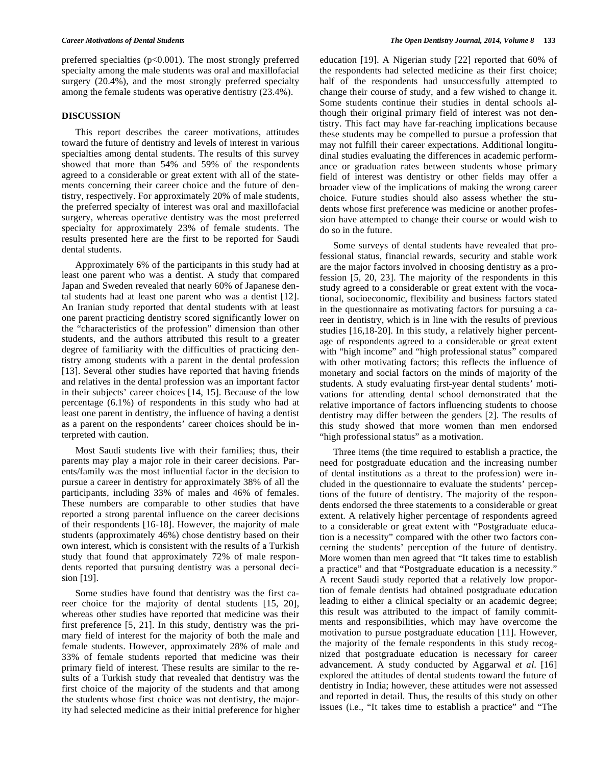preferred specialties ($p<0.001$). The most strongly preferred specialty among the male students was oral and maxillofacial surgery (20.4%), and the most strongly preferred specialty among the female students was operative dentistry (23.4%).

## DISCUSSION

This report describes the career motivations, attitudes toward the future of dentistry and levels of interest in various specialties among dental students. The results of this survey showed that more than 54% and 59% of the respondents agreed to a considerable or great extent with all of the statements concerning their career choice and the future of dentistry, respectively. For approximately 20% of male students, the preferred specialty of interest was oral and maxillofacial surgery, whereas operative dentistry was the most preferred specialty for approximately 23% of female students. The results presented here are the first to be reported for Saudi dental students.

Approximately 6% of the participants in this study had at least one parent who was a dentist. A study that compared Japan and Sweden revealed that nearly 60% of Japanese dental students had at least one parent who was a dentist [12]. An Iranian study reported that dental students with at least one parent practicing dentistry scored significantly lower on the "characteristics of the profession" dimension than other students, and the authors attributed this result to a greater degree of familiarity with the difficulties of practicing dentistry among students with a parent in the dental profession [13]. Several other studies have reported that having friends and relatives in the dental profession was an important factor in their subjects' career choices [14, 15]. Because of the low percentage (6.1%) of respondents in this study who had at least one parent in dentistry, the influence of having a dentist as a parent on the respondents' career choices should be interpreted with caution.

Most Saudi students live with their families; thus, their parents may play a major role in their career decisions. Parents/family was the most influential factor in the decision to pursue a career in dentistry for approximately 38% of all the participants, including 33% of males and 46% of females. These numbers are comparable to other studies that have reported a strong parental influence on the career decisions of their respondents [16-18]. However, the majority of male students (approximately 46%) chose dentistry based on their own interest, which is consistent with the results of a Turkish study that found that approximately 72% of male respondents reported that pursuing dentistry was a personal decision [19].

Some studies have found that dentistry was the first career choice for the majority of dental students [15, 20], whereas other studies have reported that medicine was their first preference [5, 21]. In this study, dentistry was the primary field of interest for the majority of both the male and female students. However, approximately 28% of male and 33% of female students reported that medicine was their primary field of interest. These results are similar to the results of a Turkish study that revealed that dentistry was the first choice of the majority of the students and that among the students whose first choice was not dentistry, the majority had selected medicine as their initial preference for higher education [19]. A Nigerian study [22] reported that 60% of the respondents had selected medicine as their first choice; half of the respondents had unsuccessfully attempted to change their course of study, and a few wished to change it. Some students continue their studies in dental schools although their original primary field of interest was not dentistry. This fact may have far-reaching implications because these students may be compelled to pursue a profession that may not fulfill their career expectations. Additional longitudinal studies evaluating the differences in academic performance or graduation rates between students whose primary field of interest was dentistry or other fields may offer a broader view of the implications of making the wrong career choice. Future studies should also assess whether the students whose first preference was medicine or another profession have attempted to change their course or would wish to do so in the future.

Some surveys of dental students have revealed that professional status, financial rewards, security and stable work are the major factors involved in choosing dentistry as a profession [5, 20, 23]. The majority of the respondents in this study agreed to a considerable or great extent with the vocational, socioeconomic, flexibility and business factors stated in the questionnaire as motivating factors for pursuing a career in dentistry, which is in line with the results of previous studies [16,18-20]. In this study, a relatively higher percentage of respondents agreed to a considerable or great extent with "high income" and "high professional status" compared with other motivating factors; this reflects the influence of monetary and social factors on the minds of majority of the students. A study evaluating first-year dental students' motivations for attending dental school demonstrated that the relative importance of factors influencing students to choose dentistry may differ between the genders [2]. The results of this study showed that more women than men endorsed "high professional status" as a motivation.

Three items (the time required to establish a practice, the need for postgraduate education and the increasing number of dental institutions as a threat to the profession) were included in the questionnaire to evaluate the students' perceptions of the future of dentistry. The majority of the respondents endorsed the three statements to a considerable or great extent. A relatively higher percentage of respondents agreed to a considerable or great extent with "Postgraduate education is a necessity" compared with the other two factors concerning the students' perception of the future of dentistry. More women than men agreed that "It takes time to establish a practice" and that "Postgraduate education is a necessity." A recent Saudi study reported that a relatively low proportion of female dentists had obtained postgraduate education leading to either a clinical specialty or an academic degree; this result was attributed to the impact of family commitments and responsibilities, which may have overcome the motivation to pursue postgraduate education [11]. However, the majority of the female respondents in this study recognized that postgraduate education is necessary for career advancement. A study conducted by Aggarwal *et al.* [16] explored the attitudes of dental students toward the future of dentistry in India; however, these attitudes were not assessed and reported in detail. Thus, the results of this study on other issues (i.e., "It takes time to establish a practice" and "The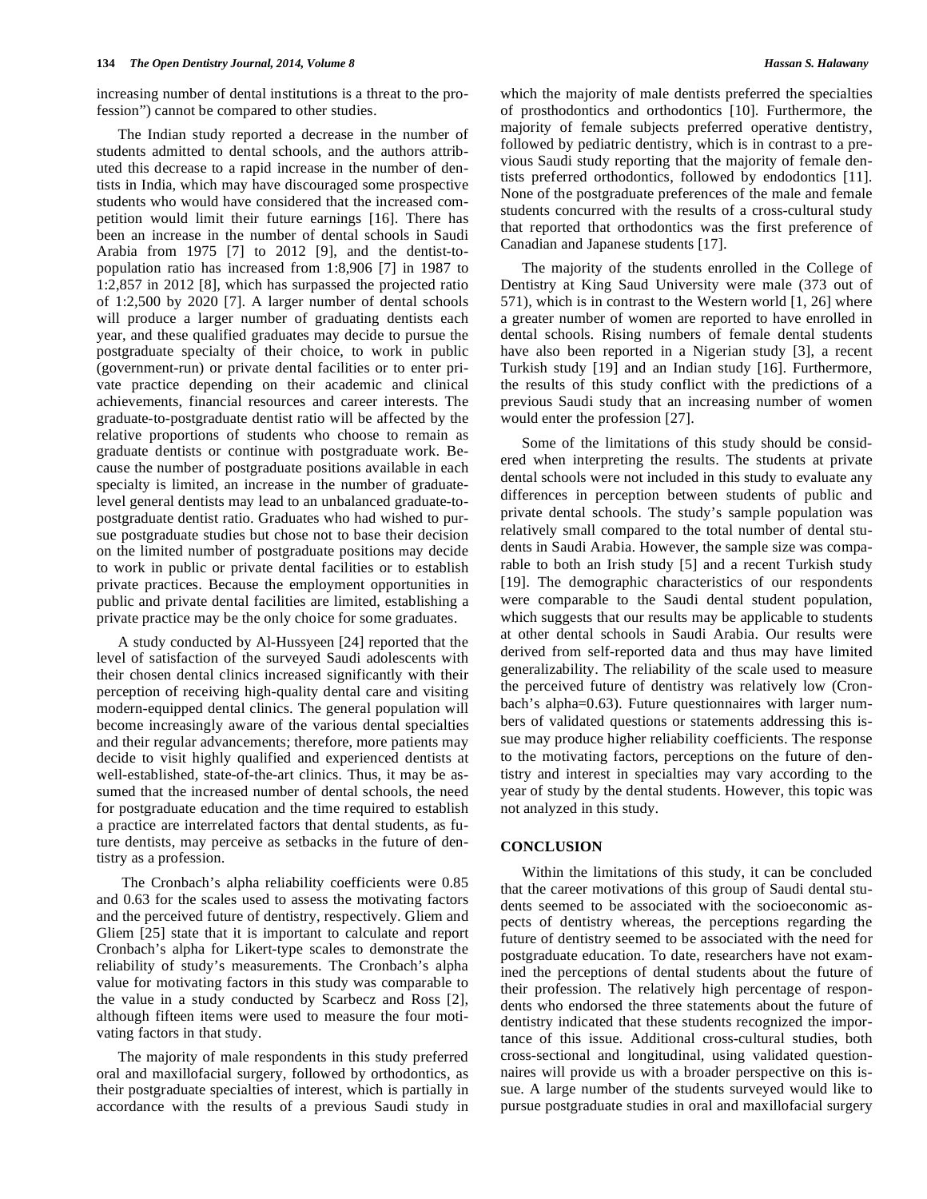increasing number of dental institutions is a threat to the profession") cannot be compared to other studies.

The Indian study reported a decrease in the number of students admitted to dental schools, and the authors attributed this decrease to a rapid increase in the number of dentists in India, which may have discouraged some prospective students who would have considered that the increased competition would limit their future earnings [16]. There has been an increase in the number of dental schools in Saudi Arabia from 1975 [7] to 2012 [9], and the dentist-to-population ratio has increased from 1:8,906 [7] in 1987 to 1:2,857 in 2012 [8], which has surpassed the projected ratio of 1:2,500 by 2020 [7]. A larger number of dental schools will produce a larger number of graduating dentists each year, and these qualified graduates may decide to pursue the postgraduate specialty of their choice, to work in public (government-run) or private dental facilities or to enter private practice depending on their academic and clinical achievements, financial resources and career interests. The graduate-to-postgraduate dentist ratio will be affected by the relative proportions of students who choose to remain as graduate dentists or continue with postgraduate work. Because the number of postgraduate positions available in each specialty is limited, an increase in the number of graduate-level general dentists may lead to an unbalanced graduate-to-postgraduate dentist ratio. Graduates who had wished to pursue postgraduate studies but chose not to base their decision on the limited number of postgraduate positions may decide to work in public or private dental facilities or to establish private practices. Because the employment opportunities in public and private dental facilities are limited, establishing a private practice may be the only choice for some graduates.

A study conducted by Al-Hussyeen [24] reported that the level of satisfaction of the surveyed Saudi adolescents with their chosen dental clinics increased significantly with their perception of receiving high-quality dental care and visiting modern-equipped dental clinics. The general population will become increasingly aware of the various dental specialties and their regular advancements; therefore, more patients may decide to visit highly qualified and experienced dentists at well-established, state-of-the-art clinics. Thus, it may be assumed that the increased number of dental schools, the need for postgraduate education and the time required to establish a practice are interrelated factors that dental students, as future dentists, may perceive as setbacks in the future of dentistry as a profession.

The Cronbach's alpha reliability coefficients were 0.85 and 0.63 for the scales used to assess the motivating factors and the perceived future of dentistry, respectively. Gliem and Gliem [25] state that it is important to calculate and report Cronbach's alpha for Likert-type scales to demonstrate the reliability of study's measurements. The Cronbach's alpha value for motivating factors in this study was comparable to the value in a study conducted by Scarbecz and Ross [2], although fifteen items were used to measure the four motivating factors in that study.

The majority of male respondents in this study preferred oral and maxillofacial surgery, followed by orthodontics, as their postgraduate specialties of interest, which is partially in accordance with the results of a previous Saudi study in which the majority of male dentists preferred the specialties of prosthodontics and orthodontics [10]. Furthermore, the majority of female subjects preferred operative dentistry, followed by pediatric dentistry, which is in contrast to a previous Saudi study reporting that the majority of female dentists preferred orthodontics, followed by endodontics [11]. None of the postgraduate preferences of the male and female students concurred with the results of a cross-cultural study that reported that orthodontics was the first preference of Canadian and Japanese students [17].

The majority of the students enrolled in the College of Dentistry at King Saud University were male (373 out of 571), which is in contrast to the Western world [1, 26] where a greater number of women are reported to have enrolled in dental schools. Rising numbers of female dental students have also been reported in a Nigerian study [3], a recent Turkish study [19] and an Indian study [16]. Furthermore, the results of this study conflict with the predictions of a previous Saudi study that an increasing number of women would enter the profession [27].

Some of the limitations of this study should be considered when interpreting the results. The students at private dental schools were not included in this study to evaluate any differences in perception between students of public and private dental schools. The study's sample population was relatively small compared to the total number of dental students in Saudi Arabia. However, the sample size was comparable to both an Irish study [5] and a recent Turkish study [19]. The demographic characteristics of our respondents were comparable to the Saudi dental student population, which suggests that our results may be applicable to students at other dental schools in Saudi Arabia. Our results were derived from self-reported data and thus may have limited generalizability. The reliability of the scale used to measure the perceived future of dentistry was relatively low (Cronbach's alpha=0.63). Future questionnaires with larger numbers of validated questions or statements addressing this issue may produce higher reliability coefficients. The response to the motivating factors, perceptions on the future of dentistry and interest in specialties may vary according to the year of study by the dental students. However, this topic was not analyzed in this study.

## CONCLUSION

Within the limitations of this study, it can be concluded that the career motivations of this group of Saudi dental students seemed to be associated with the socioeconomic aspects of dentistry whereas, the perceptions regarding the future of dentistry seemed to be associated with the need for postgraduate education. To date, researchers have not examined the perceptions of dental students about the future of their profession. The relatively high percentage of respondents who endorsed the three statements about the future of dentistry indicated that these students recognized the importance of this issue. Additional cross-cultural studies, both cross-sectional and longitudinal, using validated questionnaires will provide us with a broader perspective on this issue. A large number of the students surveyed would like to pursue postgraduate studies in oral and maxillofacial surgery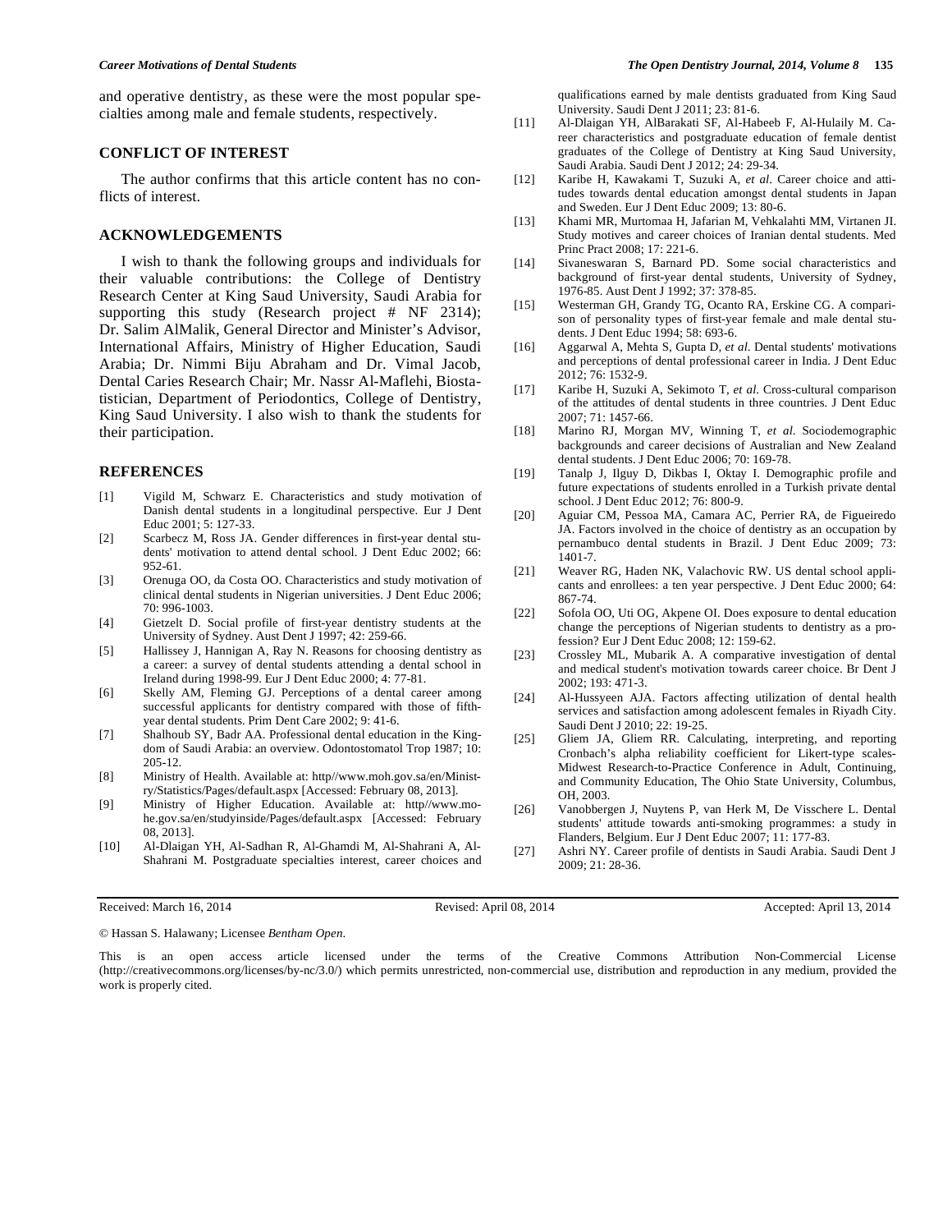and operative dentistry, as these were the most popular specialties among male and female students, respectively.

## CONFLICT OF INTEREST

The author confirms that this article content has no conflicts of interest.

## ACKNOWLEDGEMENTS

I wish to thank the following groups and individuals for their valuable contributions: the College of Dentistry Research Center at King Saud University, Saudi Arabia for supporting this study (Research project # NF 2314); Dr. Salim AlMalik, General Director and Minister's Advisor, International Affairs, Ministry of Higher Education, Saudi Arabia; Dr. Nimmi Biju Abraham and Dr. Vimal Jacob, Dental Caries Research Chair; Mr. Nassr Al-Maflehi, Biostatistician, Department of Periodontics, College of Dentistry, King Saud University. I also wish to thank the students for their participation.

## REFERENCES

[1] Vigild M, Schwarz E. Characteristics and study motivation of Danish dental students in a longitudinal perspective. Eur J Dent Educ 2001; 5: 127-33.

[2] Scarbecz M, Ross JA. Gender differences in first-year dental students' motivation to attend dental school. J Dent Educ 2002; 66: 952-61.

[3] Orenuga OO, da Costa OO. Characteristics and study motivation of clinical dental students in Nigerian universities. J Dent Educ 2006; 70: 996-1003.

[4] Gietzelt D. Social profile of first-year dentistry students at the University of Sydney. Aust Dent J 1997; 42: 259-66.

[5] Hallissey J, Hannigan A, Ray N. Reasons for choosing dentistry as a career: a survey of dental students attending a dental school in Ireland during 1998-99. Eur J Dent Educ 2000; 4: 77-81.

[6] Skelly AM, Fleming GJ. Perceptions of a dental career among successful applicants for dentistry compared with those of fifth-year dental students. Prim Dent Care 2002; 9: 41-6.

[7] Shalhoub SY, Badr AA. Professional dental education in the Kingdom of Saudi Arabia: an overview. Odontostomatol Trop 1987; 10: 205-12.

[8] Ministry of Health. Available at: http//www.moh.gov.sa/en/Ministry/Statistics/Pages/default.aspx [Accessed: February 08, 2013].

[9] Ministry of Higher Education. Available at: http//www.mohe.gov.sa/en/studyinside/Pages/default.aspx [Accessed: February 08, 2013].

[10] Al-Dlaigan YH, Al-Sadhan R, Al-Ghamdi M, Al-Shahrani A, Al-Shahrani M. Postgraduate specialties interest, career choices and qualifications earned by male dentists graduated from King Saud University. Saudi Dent J 2011; 23: 81-6.

[11] Al-Dlaigan YH, AlBarakati SF, Al-Habeeb F, Al-Hulaily M. Career characteristics and postgraduate education of female dentist graduates of the College of Dentistry at King Saud University, Saudi Arabia. Saudi Dent J 2012; 24: 29-34.

[12] Karibe H, Kawakami T, Suzuki A, *et al*. Career choice and attitudes towards dental education amongst dental students in Japan and Sweden. Eur J Dent Educ 2009; 13: 80-6.

[13] Khami MR, Murtomaa H, Jafarian M, Vehkalahti MM, Virtanen JI. Study motives and career choices of Iranian dental students. Med Princ Pract 2008; 17: 221-6.

[14] Sivaneswaran S, Barnard PD. Some social characteristics and background of first-year dental students, University of Sydney, 1976-85. Aust Dent J 1992; 37: 378-85.

[15] Westerman GH, Grandy TG, Ocanto RA, Erskine CG. A comparison of personality types of first-year female and male dental students. J Dent Educ 1994; 58: 693-6.

[16] Aggarwal A, Mehta S, Gupta D, *et al*. Dental students' motivations and perceptions of dental professional career in India. J Dent Educ 2012; 76: 1532-9.

[17] Karibe H, Suzuki A, Sekimoto T, *et al*. Cross-cultural comparison of the attitudes of dental students in three countries. J Dent Educ 2007; 71: 1457-66.

[18] Marino RJ, Morgan MV, Winning T, *et al*. Sociodemographic backgrounds and career decisions of Australian and New Zealand dental students. J Dent Educ 2006; 70: 169-78.

[19] Tanalp J, Ilguy D, Dikbas I, Oktay I. Demographic profile and future expectations of students enrolled in a Turkish private dental school. J Dent Educ 2012; 76: 800-9.

[20] Aguiar CM, Pessoa MA, Camara AC, Perrier RA, de Figueiredo JA. Factors involved in the choice of dentistry as an occupation by pernambuco dental students in Brazil. J Dent Educ 2009; 73: 1401-7.

[21] Weaver RG, Haden NK, Valachovic RW. US dental school applicants and enrollees: a ten year perspective. J Dent Educ 2000; 64: 867-74.

[22] Sofola OO, Uti OG, Akpene OI. Does exposure to dental education change the perceptions of Nigerian students to dentistry as a profession? Eur J Dent Educ 2008; 12: 159-62.

[23] Crossley ML, Mubarik A. A comparative investigation of dental and medical student's motivation towards career choice. Br Dent J 2002; 193: 471-3.

[24] Al-Hussyeen AJA. Factors affecting utilization of dental health services and satisfaction among adolescent females in Riyadh City. Saudi Dent J 2010; 22: 19-25.

[25] Gliem JA, Gliem RR. Calculating, interpreting, and reporting Cronbach's alpha reliability coefficient for Likert-type scales-Midwest Research-to-Practice Conference in Adult, Continuing, and Community Education, The Ohio State University, Columbus, OH, 2003.

[26] Vanobbergen J, Nuytens P, van Herk M, De Visschere L. Dental students' attitude towards anti-smoking programmes: a study in Flanders, Belgium. Eur J Dent Educ 2007; 11: 177-83.

[27] Ashri NY. Career profile of dentists in Saudi Arabia. Saudi Dent J 2009; 21: 28-36.

Received: March 16, 2014 Revised: April 08, 2014 Accepted: April 13, 2014

© Hassan S. Halawany; Licensee *Bentham Open*.

This is an open access article licensed under the terms of the Creative Commons Attribution Non-Commercial License (http://creativecommons.org/licenses/by-nc/3.0/) which permits unrestricted, non-commercial use, distribution and reproduction in any medium, provided the work is properly cited.